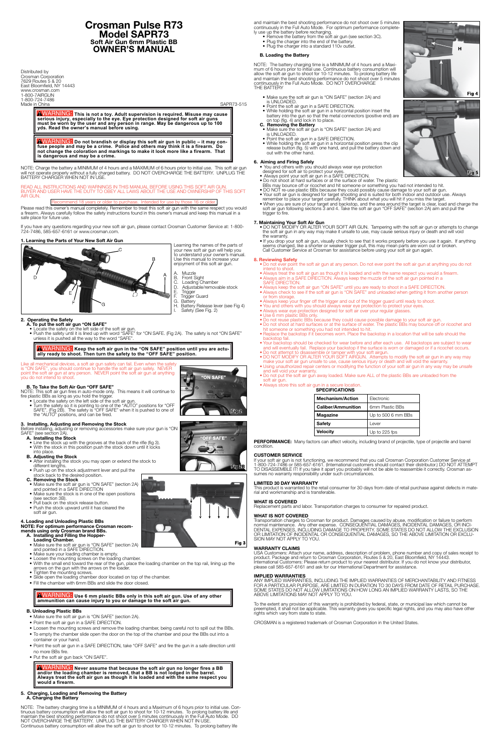# Crosman Pulse R73
# Model SAPR73
### Soft Air Gun 6mm Plastic BB
# OWNER'S MANUAL

Distributed by
Crosman Corporation
7629 Routes 5 & 20
East Bloomfield, NY 14443
www.crosman.com
1-800-7AIRGUN
1-800-724-7486
Made in China

SAPR73-515

**⚠WARNING: This is not a toy. Adult supervision is required. Misuse may cause serious injury, especially to the eye. Eye protection designed for soft air guns must be worn by the user and any person in range. May be dangerous up to 100 yds. Read the owner's manual before using.**

**⚠WARNING: Do not brandish or display this soft air gun in public – it may confuse people and may be a crime. Police and others may think it is a firearm. Do not change the coloration and markings to make it look more like a firearm. That is dangerous and may be a crime.**

NOTE: Charge the battery a MINIMUM of 4 hours and a MAXIMUM of 6 hours prior to initial use. This soft air gun will not operate properly without a fully charged battery. DO NOT OVERCHARGE THE BATTERY. UNPLUG THE BATTERY CHARGER WHEN NOT IN USE.

READ ALL INSTRUCTIONS AND WARNINGS IN THIS MANUAL BEFORE USING THIS SOFT AIR GUN. BUYER AND USER HAVE THE DUTY TO OBEY ALL LAWS ABOUT THE USE AND OWNERSHIP OF THIS SOFT AIR GUN.

Recommend 18 years or older to purchase. Intended for use by those 16 or older.

Please read this owner's manual completely. Remember to treat this soft air gun with the same respect you would a firearm. Always carefully follow the safety instructions found in this owner's manual and keep this manual in a safe place for future use.

If you have any questions regarding your new soft air gun, please contact Crosman Customer Service at: 1-800-724-7486, 585-657-6161 or www.crosman.com.

## 1. Learning the Parts of Your New Soft Air Gun

Learning the names of the parts of your new soft air gun will help you to understand your owner's manual. Use this manual to increase your enjoyment of this soft air gun.

A. Muzzle
B. Front Sight
C. Loading Chamber
D. Adjustable/removable stock
E. Trigger
F. Trigger Guard
G. Battery
H. Battery Release lever (see Fig 4)
I. Safety (See Fig. 2)

## 2. Operating the Safety

### A. To put the soft air gun "ON SAFE"

- Locate the safety on the left side of the soft air gun.
- Push the safety until it is lined up with word "SAFE" for "ON SAFE. (Fig 2A). The safety is not "ON SAFE" unless it is pushed all the way to the word "SAFE".

**⚠WARNING: Keep the soft air gun in the "ON SAFE" position until you are actually ready to shoot. Then turn the safety to the "OFF SAFE" position.**

Like all mechanical devices, a soft air gun safety can fail. Even when the safety is "ON SAFE", you should continue to handle the soft air gun safely. NEVER point the soft air gun at any person. NEVER point the soft air gun at anything you do not intend to shoot.

Fig 2

### B. To Take the Soft Air Gun "OFF SAFE"

NOTE: This soft air gun fires in auto-mode only. This means it will continue to fire plastic BBs as long as you hold the trigger.

- Locate the safety on the left side of the soft air gun.
- Turn the safety so it is pointing to one of the "AUTO" positions for "OFF SAFE". (Fig 2B). The safety is "OFF SAFE" when it is pushed to one of the "AUTO" positions, and can be fired.

Fig 2B

## 3. Installing, Adjusting and Removing the Stock

Before installing, adjusting or removing accessories make sure your gun is "ON SAFE" (see section 2A).

### A. Installing the Stock

- Line the stock up with the grooves at the back of the rifle (fig 3).
- With the stock in this position push the stock down until it locks into place.

### B. Adjusting the Stock

- After installing the stock you may open or extend the stock to different lengths.
- Push up on the stock adjustment lever and pull the stock back to the desired position.

### C. Removing the Stock

- Make sure the soft air gun is "ON SAFE" (section 2A) and pointed in a SAFE DIRECTION
- Make sure the stock is in one of the open positions (see section 3B).
- Pull back on the stock release button.
- Push the stock upward until it has cleared the soft air gun.

Fig 3

## 4. Loading and Unloading Plastic BBs

**NOTE: For optimum performance Crosman recommends using only Crosman brand BBs.**

### A. Installing and Filling the Hopper-Loading Chamber.

- Make sure the soft air gun is "ON SAFE" (section 2A) and pointed in a SAFE DIRECTION.
- Make sure your loading chamber is empty.
- Loosen the mounting screws on the loading chamber.
- With the small end toward the rear of the gun, place the loading chamber on the top rail, lining up the arrows on the gun with the arrows on the loader.
- Tighten the mounting screws.
- Slide open the loading chamber door located on top of the chamber.
- Fill the chamber with 6mm BBs and slide the door closed.

**⚠WARNING: Use 6 mm plastic BBs only in this soft air gun. Use of any other ammunition can cause injury to you or damage to the soft air gun.**

### B. Unloading Plastic BBs

- Make sure the soft air gun is "ON SAFE" (section 2A).
- Point the soft air gun in a SAFE DIRECTION.
- Loosen the mounting screws and remove the loading chamber, being careful not to spill out the BBs.
- To empty the chamber slide open the door on the top of the chamber and pour the BBs out into a container or your hand.
- Point the soft air gun in a SAFE DIRECTION, take "OFF SAFE" and fire the gun in a safe direction until no more BBs fire.
- Put the soft air gun back "ON SAFE".

**⚠WARNING: Never assume that because the soft air gun no longer fires a BB and/or the loading chamber is removed, that a BB is not lodged in the barrel. Always treat the soft air gun as though it is loaded and with the same respect you would a firearm.**

## 5. Charging, Loading and Removing the Battery

### A. Charging the Battery

NOTE: The battery charging time is a MINIMUM of 4 hours and a Maximum of 6 hours prior to initial use. Continuous battery consumption will allow the soft air gun to shoot for 10-12 minutes. To prolong battery life and maintain the best shooting performance do not shoot over 5 minutes continuously in the Full Auto Mode. DO NOT OVERCHARGE THE BATTERY. UNPLUG THE BATTERY CHARGER WHEN NOT IN USE.
Continuous battery consumption will allow the soft air gun to shoot for 10-12 minutes. To prolong battery life and maintain the best shooting performance do not shoot over 5 minutes continuously in the Full Auto Mode. For optimum performance completely use up the battery before recharging.

- Remove the battery from the soft air gun (see section 3C).
- Plug the charger into the end of the battery.
- Plug the charger into a standard 110v outlet.

### B. Loading the Battery

NOTE: The battery charging time is a MINIMUM of 4 hours and a Maximum of 6 hours prior to initial use. Continuous battery consumption will allow the soft air gun to shoot for 10-12 minutes. To prolong battery life and maintain the best shooting performance do not shoot over 5 minutes continuously in the Full Auto Mode. DO NOT OVERCHARGE THE BATTERY

- Make sure the soft air gun is "ON SAFE" (section 2A) and is UNLOADED.
- Point the soft air gun in a SAFE DIRECTION.
- While holding the soft air gun in a horizontal position insert the battery into the gun so that the metal connectors (positive end) are on top (fig. 4) and lock in to place.

Fig 4

### C. Removing the Battery

- Make sure the soft air gun is "ON SAFE" (section 2A) and is UNLOADED.
- Point the soft air gun in a SAFE DIRECTION.
- While holding the soft air gun in a horizontal position press the clip release button (fig. 5) with one hand, and pull the battery down and out with the other hand.

Fig 5

## 6. Aiming and Firing Safely

- You and others with you should always wear eye protection designed for soft air to protect your eyes.
- Always point your soft air gun in a SAFE DIRECTION.
- Do not shoot at hard surfaces or at the surface of water. The plastic BBs may bounce off or ricochet and hit someone or something you had not intended to hit.
- DO NOT re-use plastic BBs because they could possibly cause damage to your soft air gun.
- Your soft air gun is designed for target shooting and is suited for both indoor and outdoor use. Always remember to place your target carefully. THINK about what you will hit if you miss the target.
- When you are sure of your target and backstop, and the area around the target is clear, load and charge the soft air gun following sections 3 and 4. Take the soft air gun "OFF SAFE" (section 2A) aim and pull the trigger to fire.

## 7. Maintaining Your Soft Air Gun

- DO NOT MODIFY OR ALTER YOUR SOFT AIR GUN. Tampering with the soft air gun or attempts to change the soft air gun in any way may make it unsafe to use, may cause serious injury or death and will void the warranty.
- If you drop your soft air gun, visually check to see that it works properly before you use it again. If anything seems changed, like a shorter or weaker trigger pull, this may mean parts are worn out or broken. Call Customer Service at Crosman for assistance before using your soft air gun again.

## 8. Reviewing Safety

- Do not ever point the soft air gun at any person. Do not ever point the soft air gun at anything you do not intend to shoot.
- Always treat the soft air gun as though it is loaded and with the same respect you would a firearm.
- Always aim in a SAFE DIRECTION. Always keep the muzzle of the soft air gun pointed in a SAFE DIRECTION.
- Always keep the soft air gun "ON SAFE" until you are ready to shoot in a SAFE DIRECTION.
- Always check to see if the soft air gun is "ON SAFE" and unloaded when getting it from another person or from storage.
- Always keep your finger off the trigger and out of the trigger guard until ready to shoot.
- You and others with you should always wear eye protection to protect your eyes.
- Always wear eye protection designed for soft air over your regular glasses.
- Use 6 mm plastic BBs only.
- Do not reuse plastic BBs because they could cause possible damage to your soft air gun.
- Do not shoot at hard surfaces or at the surface of water. The plastic BBs may bounce off or ricochet and hit someone or something you had not intended to hit.
- Replace the backstop if it becomes worn. Place the backstop in a location that will be safe should the backstop fail.
- Your backstop should be checked for wear before and after each use. All backstops are subject to wear and will eventually fail. Replace your backstop if the surface is worn or damaged or if a ricochet occurs.
- Do not attempt to disassemble or tamper with your soft airgun.
- DO NOT MODIFY OR ALTER YOUR SOFT AIRGUN. Attempts to modify the soft air gun in any way may make your soft air gun unsafe to use, cause serious injury or death and will void the warranty.
- Using unauthorized repair centers or modifying the function of your soft air gun in any way may be unsafe and will void your warranty.
- Do not put the soft air gun away loaded. Make sure ALL of the plastic BBs are unloaded from the soft air gun.
- Always store this soft air gun in a secure location.

### SPECIFICATIONS

| Mechanism/Action | Electronic |
|---|---|
| Caliber/Ammunition | 6mm Plastic BBs |
| Magazine | Up to 500 6 mm BBs |
| Safety | Lever |
| Velocity | Up to 225 fps |

**PERFORMANCE:** Many factors can affect velocity, including brand of projectile, type of projectile and barrel condition.

### CUSTOMER SERVICE

If your soft air gun is not functioning, we recommend that you call Crosman Corporation Customer Service at 1-800-724-7486 or 585-657-6161. (International customers should contact their distributor.) DO NOT ATTEMPT TO DISASSEMBLE IT! If you take it apart you probably will not be able to reassemble it correctly. Crosman assumes no warranty responsibility under such circumstances.

### LIMITED 30 DAY WARRANTY

This product is warranted to the retail consumer for 30 days from date of retail purchase against defects in material and workmanship and is transferable.

### WHAT IS COVERED

Replacement parts and labor. Transportation charges to consumer for repaired product.

### WHAT IS NOT COVERED

Transportation charges to Crosman for product. Damages caused by abuse, modification or failure to perform normal maintenance. Any other expense. CONSEQUENTIAL DAMAGES, INCIDENTAL DAMAGES, OR INCIDENTAL EXPENSES, INCLUDING DAMAGE TO PROPERTY. SOME STATES DO NOT ALLOW THE EXCLUSION OR LIMITATION OF INCIDENTAL OR CONSEQUENTIAL DAMAGES, SO THE ABOVE LIMITATION OR EXCLUSION MAY NOT APPLY TO YOU.

### WARRANTY CLAIMS

USA Customers: Attach your name, address, description of problem, phone number and copy of sales receipt to product. Package and return to Crosman Corporation, Routes 5 & 20, East Bloomfield, NY 14443.
International Customers: Please return product to your nearest distributor. If you do not know your distributor, please call 585-657-6161 and ask for our International Department for assistance.

### IMPLIED WARRANTIES

ANY IMPLIED WARRANTIES, INCLUDING THE IMPLIED WARRANTIES OF MERCHANTABILITY AND FITNESS FOR A PARTICULAR PURPOSE, ARE LIMITED IN DURATION TO 30 DAYS FROM DATE OF RETAIL PURCHASE. SOME STATES DO NOT ALLOW LIMITATIONS ON HOW LONG AN IMPLIED WARRANTY LASTS, SO THE ABOVE LIMITATIONS MAY NOT APPLY TO YOU.

To the extent any provision of this warranty is prohibited by federal, state, or municipal law which cannot be preempted, it shall not be applicable. This warranty gives you specific legal rights, and you may also have other rights which vary from state to state.

CROSMAN is a registered trademark of Crosman Corporation in the United States.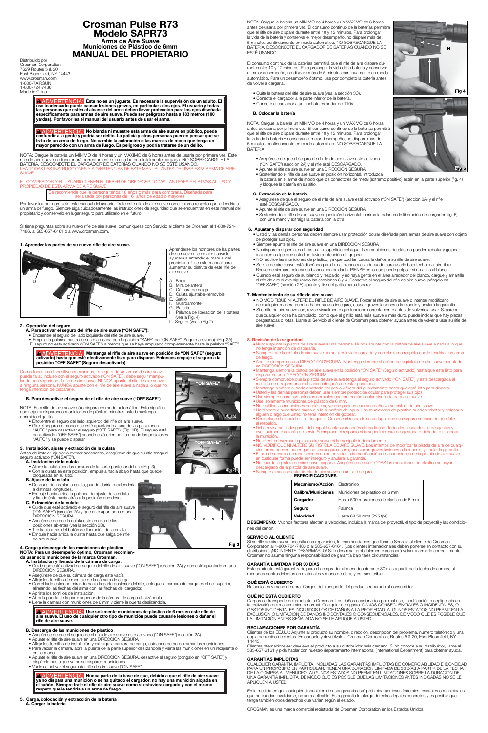# Crosman Pulse R73
# Modelo SAPR73
### Arma de Aire Suave
### Municiones de Plástico de 6mm
# MANUAL DEL PROPIETARIO

Distribuido por
Crosman Corporation
7629 Routes 5 & 20
East Bloomfield, NY 14443
www.crosman.com
1-800-7AIRGUN
1-800-724-7486
Made in China

**⚠ ADVERTENCIA: Éste no es un juguete. Es necesaria la supervisión de un adulto. El uso inadecuado puede causar lesiones graves, en particular a los ojos. El usuario y todas las personas que estén al alcance del arma deben llevar protección para los ojos diseñada específicamente para armas de aire suave. Puede ser peligroso hasta a 183 metros (100 yardas). Por favor lea el manual del usuario antes de usar el arma.**

**⚠ ADVERTENCIA: No blanda ni muestre esta arma de aire suave en público, puede confundir a la gente y podría ser delito. La policía y otras personas pueden pensar que se trata de un arma de fuego. No cambie la coloración o las marcas de modo que tenga un mayor parecido con un arma de fuego. Es peligroso y podría tratarse de un delito.**

NOTA: Cargue la batería un MÍNIMO de 4 horas y un MÁXIMO de 6 horas antes de usarla por primera vez. El rifle de aire suave no funcionará correctamente sin una batería totalmente cargada. NO SOBRECARGUE LA BATERÍA. DESCONECTE EL CARGADOR DE BATERÍAS CUANDO NO SE ESTÉ USANDO.
LEA TODAS LAS INSTRUCCIONES Y ADVERTENCIAS DE ESTE MANUAL ANTES DE USAR ESTA ARMA DE AIRE SUAVE

EL COMPRADOR Y EL USUARIO TIENEN EL DEBER DE OBEDECER TODAS LAS LEYES RELATIVAS AL USO Y PROPIEDAD DE ESTA ARMA DE AIRE SUAVE.

Se recomienda que la persona tenga 18 años o más para comprarla. Diseñada para ser usada por personas de 16 años de edad o mayores.

Por favor lea por completo este manual del usuario. Trate este rifle de aire suave con el mismo respeto que le tendría a un arma de fuego. Siempre siga cuidadosamente las instrucciones de seguridad que se encuentran en este manual del propietario y consérvelo en lugar seguro para utilizarlo en el futuro.

Si tiene preguntas sobre su nuevo rifle de aire suave, comuníquese con Servicio al cliente de Crosman al 1-800-724-7486, al 585-657-6161 o a www.crosman.com.

## 1. Aprender las partes de su nuevo rifle de aire suave.

Aprenderse los nombres de las partes de su nuevo rifle de aire suave le ayudará a entender el manual del propietario. Use este manual para aumentar su disfrute de este rifle de aire suave.

A. Boca
B. Mira delantera
C. Cámara de carga
D. Culata ajustable-removible
E. Gatillo
F. Guardamonte
G. Batería
H. Palanca de liberación de la batería (vea la Fig. 4)
I. Seguro (Vea la Fig.2)

## 2. Operación del seguro

### A. Para activar el seguro del rifle de aire suave ("ON SAFE"):

- Encuentre el seguro del lado izquierdo del rifle de aire suave.
- Empuje la palanca hasta que esté alineada con la palabra "SAFE" de "ON SAFE" (Seguro activado). (Fig. 2A).

El seguro no está activado ("ON SAFE") a menos que se haya empujado completamente hasta la palabra "SAFE".

**⚠ ADVERTENCIA: Mantenga el rifle de aire suave en posición de "ON SAFE" (seguro activado) hasta que esté efectivamente listo para disparar. Entonces empuje el seguro a la posición "OFF SAFE" (Seguro desactivado).**

Como todos los dispositivos mecánicos, el seguro de las armas de aire suave puede fallar. Incluso con el seguro activado ("ON SAFE"), debe seguir manipulando con seguridad el rifle de aire suave. NUNCA apunte el rifle de aire suave a ninguna persona. NUNCA apunte con el rifle de aire suave a nada a lo que no tenga intención de dispararle.

"ON SAFE"

Fig 2

### B. Para desactivar el seguro de el rifle de aire suave ("OFF SAFE")

NOTA: Este rifle de aire suave sólo dispara en modo automático. Esto significa que seguirá disparando municiones de plástico mientras usted mantenga oprimido el gatillo.

- Encuentre el seguro del lado izquierdo del rifle de aire suave.
- Gire el seguro de modo que esté apuntando a una de las posiciones "AUTO" para desactivar el seguro ("OFF SAFE"). (Fig. 2B). El seguro está desactivado ("OFF SAFE") cuando está orientado a una de las posiciones "AUTO" y se puede disparar.

"OFF SAFE"

Fig 2B

## 3. Instalación, ajuste y extracción de la culata

Antes de instalar, ajustar o extraer accesorios, asegúrese de que su rifle tenga el seguro activado ("ON SAFE").

### A. Instalación de la culata

- Alinee la culata con las ranuras de la parte posterior del rifle (Fig. 3).
- Con la culata en esta posición, empújela hacia abajo hasta que quede bloqueada en su sitio.

### B. Ajuste de la culata

- Después de instalar la culata, puede abrirla o extenderla a distintas longitudes.
- Empuje hacia arriba la palanca de ajuste de la culata y tire de ésta hacia atrás a la posición que desee.

### C. Extracción de la culata

- Cuide que esté activado el seguro del rifle de aire suave ("ON SAFE") (sección 2A) y que esté apuntando en una DIRECCIÓN SEGURA.
- Asegúrese de que la culata esté en una de las posiciones abiertas (vea la sección 3B).
- Tire hacia atrás del botón de liberación de la culata.
- Empuje hacia arriba la culata hasta que salga del rifle de aire suave.

Fig 3

## 4. Carga y descarga de las municiones de plástico

**NOTA: Para un desempeño óptimo, Crosman recomienda usar sólo municiones de la marca Crosman.**

### A. Instalación y llenado de la cámara de carga.

- Cuide que esté activado el seguro del rifle de aire suave ("ON SAFE") (sección 2A) y que esté apuntando en una DIRECCIÓN SEGURA.
- Asegúrese de que su cámara de carga esté vacía.
- Afloje los tornillos de montaje de la cámara de carga.
- Con el lado estrecho mirando hacia la parte posterior del rifle, coloque la cámara de carga en el riel superior, alineando las flechas del arma con las flechas del cargador.
- Apriete los tornillos de instalación.
- Abra la puerta de la parte superior de la cámara de carga deslizándola.
- Llene la cámara con municiones de 6 mm y cierre la puerta deslizándola.

**⚠ ADVERTENCIA: Use solamente municiones de plástico de 6 mm en este rifle de aire suave. El uso de cualquier otro tipo de munición puede causarle lesiones o dañar el rifle de aire suave.**

### B. Descarga de las municiones de plástico

- Asegúrese de que el seguro de el rifle de aire suave esté activado ("ON SAFE") (sección. 2A).
- Apunte el rifle de aire suave en una DIRECCIÓN SEGURA
- Afloje los tornillos de instalación y extraiga la cámara de carga, cuidando de no derramar las municiones.
- Para vaciar la cámara, abra la puerta de la parte superior deslizándola y vierta las municiones en un recipiente o en su mano.
- Apunte el rifle de aire suave en una DIRECCIÓN SEGURA, desactive el seguro (póngalo en "OFF SAFE") y dispárelo hasta que ya no se disparen municiones.
- Vuelva a activar el seguro del rifle de aire suave ("ON SAFE").

**⚠ ADVERTENCIA: Nunca parta de la base de que, debido a que el rifle de aire suave ya no dispara una munición o se ha quitado el cargador, no hay una munición alojada en el cañón. Siempre trate el rifle de aire suave como si estuviera cargado y con el mismo respeto que le tendría a un arma de fuego.**

## 5. Carga, colocación y extracción de la batería

### A. Cargar la batería

NOTA: Cargue la batería un MÍNIMO de 4 horas y un MÁXIMO de 6 horas antes de usarla por primera vez. El consumo continuo de la baterías permitirá que el rifle de aire dispare durante entre 10 y 12 minutos. Para prolongar la vida de la batería y conservar el mejor desempeño, no dispare más de 5 minutos continuamente en modo automático. NO SOBRECARGUE LA BATERÍA. DESCONECTE EL CARGADOR DE BATERÍAS CUANDO NO SE ESTÉ USANDO.

El consumo continuo de la baterías permitirá que el rifle de aire dispare durante entre 10 y 12 minutos. Para prolongar la vida de la batería, no dispare más de 5 minutos continuamente en modo automático. Para un desempeño óptimo, espere hasta que por completo la batería antes de volver a cargarla.

- Quite la batería del rifle de aire suave (vea la sección 3C).
- Conecte el cargador a la parte inferior de la batería.
- Conecte el cargador a un enchufe estándar de 110V.

H

Fig 4

### B. Colocar la batería

NOTA: Cargue la batería un MÍNIMO de 4 horas y un MÁXIMO de 6 horas antes de usarla por primera vez. El consumo continuo de la baterías permitirá que el rifle de aire dispare durante entre 10 y 12 minutos. Para prolongar la vida de la batería y conservar el mejor desempeño, no dispare más de 5 minutos continuamente en modo automático. NO SOBRECARGUE LA BATERÍA

- Asegúrese de que el seguro de el rifle de aire suave esté activado ("ON SAFE") (sección 2A) y el rifle esté DESCARGADO.
- Apunte el rifle de aire suave en una DIRECCIÓN SEGURA
- Sosteniendo el rifle de aire suave en posición horizontal, introduzca la batería en el arma de modo que los conectores de metal (extremo positivo) estén en la parte superior (fig. 4) y bloquee la batería en su sitio.

Fig 5

### C. Extracción de la batería

- Asegúrese de que el seguro de el rifle de aire suave esté activado ("ON SAFE") (sección 2A) y el rifle esté DESCARGADO.
- Apunte el rifle de aire suave en una DIRECCIÓN SEGURA
- Sosteniendo el rifle de aire suave en posición horizontal, oprima la palanca de liberación del cargador (fig. 5) con una mano y extraiga la batería con la otra.

## 6. Apuntar y disparar con seguridad

- Usted y las demás personas deben siempre usar protección ocular diseñada para armas de aire suave con objeto de proteger sus ojos.
- Siempre apunte el rifle de aire suave en una DIRECCIÓN SEGURA
- No dispare a superficies duras o a la superficie del agua. Las municiones de plástico pueden rebotar y golpear a alguien o algo que usted no tuviera intención de golpear.
- NO reutilice las municiones de plástico, ya que podrían causarle daños a su rifle de aire suave.
- Su rifle de aire suave está diseñado para tiro al blanco y es adecuado para usarlo bajo techo o al aire libre. Recuerde siempre colocar su blanco con cuidado. PIENSE en lo que puede golpear si no atina al blanco.
- Cuando esté seguro de su blanco y respaldo, y no haya gente en el área alrededor del blanco, cargue y amartille el rifle de aire suave siguiendo las secciones 3 y 4. Desactive el seguro del rifle de aire suave (póngalo en "OFF SAFE") (sección 2A) apunte y tire del gatillo para disparar.

## 7. Mantenimiento de su rifle de aire suave

- NO MODIFIQUE NI ALTERE EL RIFLE DE AIRE SUAVE. Forzar el rifle de aire suave o intentar modificarlo de cualquier manera pueden hacer su uso inseguro, causar graves lesiones o la muerte y anulará la garantía.
- Si el rifle de aire suave cae, revise visualmente que funcione correctamente antes de volverlo a usar. Si parece que cualquier cosa ha cambiado, como que el gatillo está más suave o más duro, puede indicar que hay piezas desgastadas o rotas. Llame al Servicio al cliente de Crosman para obtener ayuda antes de volver a usar su rifle de aire suave.

## 8. Revisión de la seguridad

- Nunca apunte la pistola de aire suave a una persona. Nunca apunte con la pistola de aire suave a nada a lo que no tenga intención de dispararle.
- Siempre trate la pistola de aire suave como si estuviera cargada y con el mismo respeto que le tendría a un arma de fuego.
- Apunte siempre en una DIRECCIÓN SEGURA. Mantenga siempre el cañón de la pistola de aire suave apuntado en DIRECCIÓN SEGURA.
- Mantenga siempre la pistola de aire suave en la posición "ON SAFE" (Seguro activado) hasta que esté listo para disparar en una DIRECCIÓN SEGURA.
- Siempre compruebe que la pistola de aire suave tenga el seguro activado ("ON SAFE") y esté descargada al recibirla de otra persona o al sacarla después de estar guardada.
- Mantenga siempre el dedo apartado del gatillo y fuera del guardamonte hasta que esté listo para disparar.
- Usted y las demás personas deben usar siempre protección ocular para proteger sus ojos.
- Use siempre sobre sus anteojos normales una protección ocular diseñada para aire suave.
- Use solamente municiones de plástico de 6 mm.
- No reutilice las municiones de plástico, ya que podrían causarle daños a su pistola de aire suave.
- No dispare a superficies duras o a la superficie del agua. Las municiones de plástico pueden rebotar y golpear a alguien o algo que usted no tenga intención de golpear.
- Reemplace el respaldo si se desgasta. Coloque el respaldo en un lugar que sea seguro en caso de que falle el respaldo.
- Debe revisarse el desgaste del respaldo antes y después de cada uso. Todos los respaldos se desgastan y eventualmente dejarán de servir. Reemplace el respaldo si la superficie está desgastada o dañada, o si rebota la munición.
- No intente desarmar la pistola aire suave ni la manipule indebidamente.
- NO MODIFIQUE NI ALTERE SU PISTOLA DE AIRE SUAVE. Los intentos de modificar la pistola de aire de cualquier forma pueden hacer que no sea segura usarlo, ocasionar graves lesiones o la muerte, y anular la garantía.
- El uso de centros de reparaciones no autorizados o la modificación de las funciones de la pistola de aire suave en cualquier forma puede ser inseguro y anulará la garantía.
- No guarde la pistola de aire suave cargada. Asegúrese de que TODAS las municiones de plástico se hayan descargado de la pistola de aire suave.
- Siempre almacene esta pistola de aire suave en un sitio seguro.

### ESPECIFICACIONES

| | |
|---|---|
| **Mecanismo/Acción** | Electrónico |
| **Calibre/Municiones** | Municiones de plástico de 6 mm |
| **Cargador** | Hasta 500 municiones de plástico de 6 mm |
| **Seguro** | Palanca |
| **Velocidad** | Hasta 68.58 mps (225 fps) |

**DESEMPEÑO:** Muchos factores afectan la velocidad, incluida la marca del proyectil, el tipo de proyectil y las condiciones del cañón.

### SERVICIO AL CLIENTE

Si su rifle de aire suave necesita una reparación, le recomendamos que llame a Servicio al cliente de Crosman Corporation al 1-800-724-7486 o al 585-657-6161. (Los clientes internacionales deben ponerse en contacto con su distribuidor.) ¡NO INTENTE DESARMARLO! Si lo desarma, probablemente no podrá volver a armarlo correctamente. Crosman no asume ninguna responsabilidad de garantía bajo tales circunstancias.

### GARANTÍA LIMITADA POR 30 DÍAS

Este producto está garantizado para el comprador al menudeo durante 30 días a partir de la fecha de compra al menudeo contra defectos en materiales y mano de obra, y es transferible.

### QUÉ ESTÁ CUBIERTO

Refacciones y mano de obra. Cargos del transporte del producto reparado al consumidor.

### QUÉ NO ESTÁ CUBIERTO

Cargos de transporte del producto a Crosman. Los daños ocasionados por mal uso, modificación o negligencia en la realización del mantenimiento normal. Cualquier otro gasto. DAÑOS CONSECUENCIALES O INCIDENTALES, O GASTOS INCIDENTALES INCLUIDOS LOS DE DAÑOS A LA PROPIEDAD. ALGUNOS ESTADOS NO PERMITEN LA EXCLUSIÓN O LIMITACIÓN DE DAÑOS INCIDENTALES O CONSECUENCIALES, DE MODO QUE ES POSIBLE QUE LA LIMITACIÓN ANTES SEÑALADA NO SE LE APLIQUE A USTED.

### RECLAMACIONES POR GARANTÍA

Clientes de los EE.UU.: Adjunte al producto su nombre, dirección, descripción del problema, número telefónico y una copia del recibo de ventas. Empáquelo y devuélvalo a Crosman Corporation, Routes 5 & 20, East Bloomfield, NY 14443.

Clientes internacionales: devuelva el producto a su distribuidor más cercano. Si no conoce a su distribuidor, llame al 585-657-6161 y pida hablar con nuestro departamento internacional (International Department) para obtener ayuda.

### GARANTÍAS IMPLÍCITAS

CUALQUIER GARANTÍA IMPLÍCITA, INCLUIDAS LAS GARANTÍAS IMPLÍCITAS DE COMERCIABILIDAD E IDONEIDAD PARA UN PROPÓSITO EN PARTICULAR, TIENEN UNA DURACIÓN LIMITADA DE 30 DÍAS A PARTIR DE LA FECHA DE LA COMPRA AL MENUDEO. ALGUNOS ESTADOS NO PERMITEN LIMITACIONES SOBRE LA DURACIÓN DE UNA GARANTÍA IMPLÍCITA, DE MODO QUE ES POSIBLE QUE LAS LIMITACIONES ANTES INDICADAS NO SE LE APLIQUEN A USTED.

En la medida en que cualquier disposición de esta garantía esté prohibida por leyes federales, estatales o municipales que no puedan invalidarse, no será aplicable. Esta garantía le otorga derechos legales concretos y es posible que tenga también otros derechos que varían según el estado.

CROSMAN es una marca comercial registrada de Crosman Corporation en los Estados Unidos.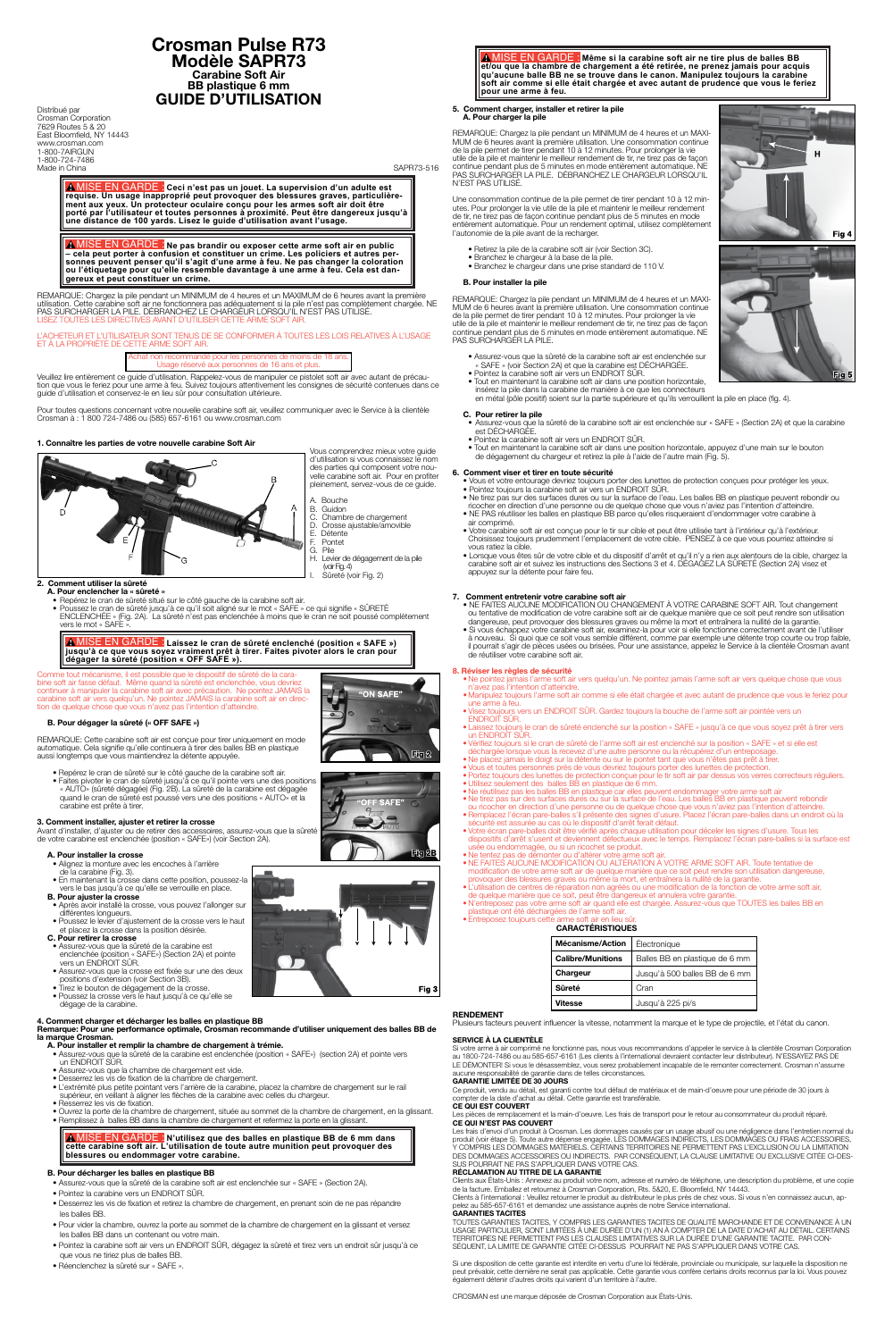# Crosman Pulse R73
# Modèle SAPR73
## Carabine Soft Air
## BB plastique 6 mm
# GUIDE D'UTILISATION

Distribué par
Crosman Corporation
7629 Routes 5 & 20
East Bloomfield, NY 14443
www.crosman.com
1-800-7AIRGUN
1-800-724-7486
Made in China

SAPR73-516

**⚠ MISE EN GARDE : Ceci n'est pas un jouet. La supervision d'un adulte est requise. Un usage inapproprié peut provoquer des blessures graves, particulièrement aux yeux. Un protecteur oculaire conçu pour les armes soft air doit être porté par l'utilisateur et toutes personnes à proximité. Peut être dangereux jusqu'à une distance de 100 yards. Lisez le guide d'utilisation avant l'usage.**

**⚠ MISE EN GARDE : Ne pas brandir ou exposer cette arme soft air en public – cela peut porter à confusion et constituer un crime. Les policiers et autres personnes peuvent penser qu'il s'agit d'une arme à feu. Ne pas changer la coloration ou l'étiquetage pour qu'elle ressemble davantage à une arme à feu. Cela est dangereux et peut constituer un crime.**

REMARQUE: Chargez la pile pendant un MINIMUM de 4 heures et un MAXIMUM de 6 heures avant la première utilisation. Cette carabine soft air ne fonctionnera pas adéquatement si la pile n'est pas complètement chargée. NE PAS SURCHARGER LA PILE. DÉBRANCHEZ LE CHARGEUR LORSQU'IL N'EST PAS UTILISÉ.
LISEZ TOUTES LES DIRECTIVES AVANT D'UTILISER CETTE ARME SOFT AIR.

L'ACHETEUR ET L'UTILISATEUR SONT TENUS DE SE CONFORMER À TOUTES LES LOIS RELATIVES À L'USAGE ET À LA PROPRIÉTÉ DE CETTE ARME SOFT AIR.

Achat non recommandé pour les personnes de moins de 18 ans.
Usage réservé aux personnes de 16 ans et plus.

Veuillez lire entièrement ce guide d'utilisation. Rappelez-vous de manipuler ce pistolet soft air avec autant de précaution que vous le feriez pour une arme à feu. Suivez toujours attentivement les consignes de sécurité contenues dans ce guide d'utilisation et conservez-le en lieu sûr pour consultation ultérieure.

Pour toutes questions concernant votre nouvelle carabine soft air, veuillez communiquer avec le Service à la clientèle Crosman à : 1 800 724-7486 ou (585) 657-6161 ou www.crosman.com

### 1. Connaître les parties de votre nouvelle carabine Soft Air

Vous comprendrez mieux votre guide d'utilisation si vous connaissez le nom des parties qui composent votre nouvelle carabine soft air. Pour en profiter pleinement, servez-vous de ce guide.

A. Bouche
B. Guidon
C. Chambre de chargement
D. Crosse ajustable/amovible
E. Détente
F. Pontet
G. Pile
H. Levier de dégagement de la pile (voir Fig. 4)
I. Sûreté (voir Fig. 2)

### 2. Comment utiliser la sûreté
**A. Pour enclencher la « sûreté »**
- Repérez le cran de sûreté situé sur le côté gauche de la carabine soft air.
- Poussez le cran de sûreté jusqu'à ce qu'il soit aligné sur le mot « SAFE » ce qui signifie « SÛRETÉ ENCLENCHÉE » (Fig. 2A). La sûreté n'est pas enclenchée à moins que le cran ne soit poussé complètement vers le mot « SAFE ».

**⚠ MISE EN GARDE : Laissez le cran de sûreté enclenché (position « SAFE ») jusqu'à ce que vous soyez vraiment prêt à tirer. Faites pivoter alors le cran pour dégager la sûreté (position « OFF SAFE »).**

Comme tout mécanisme, il est possible que le dispositif de sûreté de la carabine soft air fasse défaut. Même quand la sûreté est enclenchée, vous devriez continuer à manipuler la carabine soft air avec précaution. Ne pointez JAMAIS la carabine soft air vers quelqu'un. Ne pointez JAMAIS la carabine soft air en direction de quelque chose que vous n'avez pas l'intention d'atteindre.

"ON SAFE"
Fig 2

**B. Pour dégager la sûreté (« OFF SAFE »)**

REMARQUE: Cette carabine soft air est conçue pour tirer uniquement en mode automatique. Cela signifie qu'elle continuera à tirer des balles BB en plastique aussi longtemps que vous maintiendrez la détente appuyée.

- Repérez le cran de sûreté sur le côté gauche de la carabine soft air.
- Faites pivoter le cran de sûreté jusqu'à ce qu'il pointe vers une des positions « AUTO» (sûreté dégagée) (Fig. 2B). La sûreté de la carabine est dégagée quand le cran de sûreté est poussé vers une des positions « AUTO» et la carabine est prête à tirer.

"OFF SAFE"
Fig 2B

### 3. Comment installer, ajuster et retirer la crosse
Avant d'installer, d'ajuster ou de retirer des accessoires, assurez-vous que la sûreté de votre carabine est enclenchée (position « SAFE») (voir Section 2A).

**A. Pour installer la crosse**
- Alignez la monture avec les encoches à l'arrière de la carabine (Fig. 3).
- En maintenant la crosse dans cette position, poussez-la vers le bas jusqu'à ce qu'elle se verrouille en place.

**B. Pour ajuster la crosse**
- Après avoir installé la crosse, vous pouvez l'allonger sur différentes longueurs.
- Poussez le levier d'ajustement de la crosse vers le haut et placez la crosse dans la position désirée.

**C. Pour retirer la crosse**
- Assurez-vous que la sûreté de la carabine est enclenchée (position « SAFE») (Section 2A) et pointe vers un ENDROIT SÛR.
- Assurez-vous que la crosse est fixée sur une des deux positions d'extension (voir Section 3B).
- Tirez le bouton de dégagement de la crosse.
- Poussez la crosse vers le haut jusqu'à ce qu'elle se dégage de la carabine.

Fig 3

### 4. Comment charger et décharger les balles en plastique BB
**Remarque: Pour une performance optimale, Crosman recommande d'utiliser uniquement des balles BB de la marque Crosman.**

**A. Pour installer et remplir la chambre de chargement à trémie.**
- Assurez-vous que la sûreté de la carabine est enclenchée (position « SAFE») (section 2A) et pointe vers un ENDROIT SÛR.
- Assurez-vous que la chambre de chargement est vide.
- Desserrez les vis de fixation de la chambre de chargement.
- L'extrémité plus petite pointant vers l'arrière de la carabine, placez la chambre de chargement sur le rail supérieur, en veillant à aligner les flèches de la carabine avec celles du chargeur.
- Resserrez les vis de fixation.
- Ouvrez la porte de la chambre de chargement, située au sommet de la chambre de chargement, en la glissant.
- Remplissez à balles BB dans la chambre de chargement et refermez la porte en la glissant.

**⚠ MISE EN GARDE : N'utilisez que des balles en plastique BB de 6 mm dans cette carabine soft air. L'utilisation de toute autre munition peut provoquer des blessures graves ou endommager votre carabine.**

**B. Pour décharger les balles en plastique BB**
- Assurez-vous que la sûreté de la carabine soft air est enclenchée sur « SAFE » (Section 2A).
- Pointez la carabine vers un ENDROIT SÛR.
- Desserrez les vis de fixation et retirez la chambre de chargement, en prenant soin de ne pas répandre les balles BB.
- Pour vider la chambre, ouvrez la porte au sommet de la chambre de chargement en la glissant et versez les balles BB dans un contenant ou votre main.
- Pointez la carabine soft air vers un ENDROIT SÛR, dégagez la sûreté et tirez vers un endroit sûr jusqu'à ce que vous ne tiriez plus de balles BB.
- Réenclenchez la sûreté sur « SAFE ».

**⚠ MISE EN GARDE : Même si la carabine soft air ne tire plus de balles BB et/ou que la chambre de chargement a été retirée, ne prenez jamais pour acquis qu'aucune balle BB ne se trouve dans le canon. Manipulez toujours la carabine soft air comme si elle était chargée et avec autant de prudence que vous le feriez pour une arme à feu.**

### 5. Comment charger, installer et retirer la pile
**A. Pour charger la pile**

REMARQUE: Chargez la pile pendant un MINIMUM de 4 heures et un MAXIMUM de 6 heures avant la première utilisation. Une consommation continue de la pile permet de tirer pendant 10 à 12 minutes. Pour prolonger la vie utile de la pile et maintenir le meilleur rendement de tir, ne tirez pas de façon continue pendant plus de 5 minutes en mode entièrement automatique. NE PAS SURCHARGER LA PILE. DÉBRANCHEZ LE CHARGEUR LORSQU'IL N'EST PAS UTILISÉ.

Une consommation continue de la pile permet de tirer pendant 10 à 12 minutes. Pour prolonger la vie utile de la pile et maintenir le meilleur rendement de tir, ne tirez pas de façon continue pendant plus de 5 minutes en mode entièrement automatique. Pour un rendement optimal, utilisez complètement l'autonomie de la pile avant de la recharger.

H
Fig 4

- Retirez la pile de la carabine soft air (voir Section 3C).
- Branchez le chargeur à la base de la pile.
- Branchez le chargeur dans une prise standard de 110 V.

**B. Pour installer la pile**

REMARQUE: Chargez la pile pendant un MINIMUM de 4 heures et un MAXIMUM de 6 heures avant la première utilisation. Une consommation continue de la pile permet de tirer pendant 10 à 12 minutes. Pour prolonger la vie utile de la pile et maintenir le meilleur rendement de tir, ne tirez pas de façon continue pendant plus de 5 minutes en mode entièrement automatique. NE PAS SURCHARGER LA PILE.

Fig 5

- Assurez-vous que la sûreté de la carabine soft air est enclenchée sur « SAFE » (voir Section 2A) et que la carabine est DÉCHARGÉE.
- Pointez la carabine soft air vers un ENDROIT SÛR.
- Tout en maintenant la carabine soft air dans une position horizontale, insérez la pile dans la carabine de manière à ce que les connecteurs en métal (pôle positif) soient sur la partie supérieure et qu'ils verrouillent la pile en place (fig. 4).

**C. Pour retirer la pile**
- Assurez-vous que la sûreté de la carabine soft air est enclenchée sur « SAFE » (Section 2A) et que la carabine est DÉCHARGÉE.
- Pointez la carabine soft air vers un ENDROIT SÛR.
- Tout en maintenant la carabine soft air dans une position horizontale, appuyez d'une main sur le bouton de dégagement du chargeur et retirez la pile à l'aide de l'autre main (Fig. 5).

### 6. Comment viser et tirer en toute sécurité
- Vous et votre entourage devriez toujours porter des lunettes de protection conçues pour protéger les yeux.
- Pointez toujours la carabine soft air vers un ENDROIT SÛR.
- Ne tirez pas sur des surfaces dures ou sur la surface de l'eau. Les balles BB en plastique peuvent rebondir ou ricocher en direction d'une personne ou de quelque chose que vous n'avez pas l'intention d'atteindre.
- NE PAS réutiliser les balles en plastique BB parce qu'elles risqueraient d'endommager votre carabine à air comprimé.
- Votre carabine soft air est conçue pour le tir sur cible et peut être utilisée tant à l'intérieur qu'à l'extérieur. Choisissez toujours prudemment l'emplacement de votre cible. PENSEZ à ce que vous pourriez atteindre si vous ratiez la cible.
- Lorsque vous êtes sûr de votre cible et du dispositif d'arrêt et qu'il n'y a rien aux alentours de la cible, chargez la carabine soft air et suivez les instructions des Sections 3 et 4. DÉGAGEZ LA SÛRETÉ (Section 2A) visez et appuyez sur la détente pour faire feu.

### 7. Comment entretenir votre carabine soft air
- NE FAITES AUCUNE MODIFICATION OU CHANGEMENT À VOTRE CARABINE SOFT AIR. Tout changement ou tentative de modification de votre carabine soft air de quelque manière que ce soit peut rendre son utilisation dangereuse, peut provoquer des blessures graves ou même la mort et entraînera la nullité de la garantie.
- Si vous échappez votre carabine soft air, examinez-la pour voir si elle fonctionne correctement avant de l'utiliser à nouveau. Si quoi que ce soit vous semble différent, comme par exemple une détente trop courte ou trop faible, il pourrait s'agir de pièces usées ou brisées. Pour une assistance, appelez le Service à la clientèle Crosman avant de réutiliser votre carabine soft air.

### 8. Réviser les règles de sécurité
- Ne pointez jamais l'arme soft air vers quelqu'un. Ne pointez jamais l'arme soft air vers quelque chose que vous n'avez pas l'intention d'atteindre.
- Manipulez toujours l'arme soft air comme si elle était chargée et avec autant de prudence que vous le feriez pour une arme à feu.
- Visez toujours vers un ENDROIT SÛR. Gardez toujours la bouche de l'arme soft air pointée vers un ENDROIT SÛR.
- Laissez toujours le cran de sûreté enclenché sur la position « SAFE » jusqu'à ce que vous soyez prêt à tirer vers un ENDROIT SÛR.
- Vérifiez toujours si le cran de sûreté de l'arme soft air est enclenché sur la position « SAFE » et si elle est déchargée lorsque vous la recevez d'une autre personne ou la récupérez d'un entreposage.
- Ne placez jamais le doigt sur la détente ou sur le pontet tant que vous n'êtes pas prêt à tirer.
- Vous et toutes personnes près de vous devriez toujours porter des lunettes de protection.
- Portez toujours des lunettes de protection conçue pour le tir soft air par dessus vos verres correcteurs réguliers.
- Utilisez seulement des balles BB en plastique de 6 mm.
- Ne réutilisez pas les balles BB en plastique car elles peuvent endommager votre arme soft air
- Ne tirez pas sur des surfaces dures ou sur la surface de l'eau. Les balles BB en plastique peuvent rebondir ou ricocher en direction d'une personne ou de quelque chose que vous n'avez pas l'intention d'atteindre.
- Remplacez l'écran pare-balles s'il présente des signes d'usure. Placez l'écran pare-balles dans un endroit où la sécurité est assurée au cas où le dispositif d'arrêt ferait défaut.
- Votre écran pare-balles doit être vérifié après chaque utilisation pour déceler les signes d'usure. Tous les dispositifs d'arrêt s'usent et deviennent défectueux avec le temps. Remplacez l'écran pare-balles si la surface est usée ou endommagée, ou si un ricochet se produit.
- Ne tentez pas de démonter ou d'altérer votre arme soft air.
- NE FAITES AUCUNE MODIFICATION OU ALTÉRATION À VOTRE ARME SOFT AIR. Toute tentative de modification de votre arme soft air de quelque manière que ce soit peut rendre son utilisation dangereuse, provoquer des blessures graves ou même la mort, et entraînera la nullité de la garantie.
- L'utilisation de centres de réparation non agréés ou une modification de la fonction de votre arme soft air, de quelque manière que ce soit, peut être dangereuse et annulera votre garantie.
- N'entreposez pas votre arme soft air quand elle est chargée. Assurez-vous que TOUTES les balles BB en plastique ont été déchargées de l'arme soft air.
- Entreposez toujours cette arme soft air en lieu sûr.

**CARACTÉRISTIQUES**

| | |
|---|---|
| **Mécanisme/Action** | Électronique |
| **Calibre/Munitions** | Balles BB en plastique de 6 mm |
| **Chargeur** | Jusqu'à 500 balles BB de 6 mm |
| **Sûreté** | Cran |
| **Vitesse** | Jusqu'à 225 pi/s |

**RENDEMENT**
Plusieurs facteurs peuvent influencer la vitesse, notamment la marque et le type de projectile, et l'état du canon.

**SERVICE À LA CLIENTÈLE**
Si votre arme à air comprimé ne fonctionne pas, nous vous recommandons d'appeler le service à la clientèle Crosman Corporation au 1800-724-7486 ou au 585-657-6161 (Les clients à l'international devraient contacter leur distributeur). N'ESSAYEZ PAS DE LE DÉMONTER! Si vous le désassemblez, vous serez probablement incapable de le remonter correctement. Crosman n'assume aucune responsabilité de garantie dans de telles circonstances.

**GARANTIE LIMITÉE DE 30 JOURS**
Ce produit, vendu au détail, est garanti contre tout défaut de matériaux et de main-d'oeuvre pour une période de 30 jours à compter de la date d'achat au détail. Cette garantie est transférable.

**CE QUI EST COUVERT**
Les pièces de remplacement et la main-d'oeuvre. Les frais de transport pour le retour au consommateur du produit réparé.

**CE QUI N'EST PAS COUVERT**
Les frais d'envoi d'un produit à Crosman. Les dommages causés par un usage abusif ou une négligence dans l'entretien normal du produit (voir étape 5). Toute autre dépense engagée. LES DOMMAGES INDIRECTS, LES DOMMAGES OU FRAIS ACCESSOIRES, Y COMPRIS LES DOMMAGES MATÉRIELS. CERTAINS TERRITOIRES NE PERMETTENT PAS L'EXCLUSION OU LA LIMITATION DES DOMMAGES ACCESSOIRES OU INDIRECTS. PAR CONSÉQUENT, LA CLAUSE LIMITATIVE OU EXCLUSIVE CITÉE CI-DESSUS POURRAIT NE PAS S'APPLIQUER DANS VOTRE CAS.

**RÉCLAMATION AU TITRE DE LA GARANTIE**
Clients aux États-Unis : Annexez au produit votre nom, adresse et numéro de téléphone, une description du problème, et une copie de la facture. Emballez et retournez à Crosman Corporation, Rts. 5&20, E. Bloomfield, NY 14443.
Clients à l'international : Veuillez retourner le produit au distributeur le plus près de chez vous. Si vous n'en connaissez aucun, appelez au 585-657-6161 et demandez une assistance auprès de notre Service international.

**GARANTIES TACITES**
TOUTES GARANTIES TACITES, Y COMPRIS LES GARANTIES TACITES DE QUALITÉ MARCHANDE ET DE CONVENANCE À UN USAGE PARTICULIER, SONT LIMITÉES À UNE DURÉE D'UN (1) AN À COMPTER DE LA DATE D'ACHAT AU DÉTAIL. CERTAINS TERRITOIRES NE PERMETTENT PAS LES CLAUSES LIMITATIVES SUR LA DURÉE D'UNE GARANTIE TACITE. PAR CONSÉQUENT, LA LIMITE DE GARANTIE CITÉE CI-DESSUS POURRAIT NE PAS S'APPLIQUER DANS VOTRE CAS.

Si une disposition de cette garantie est interdite en vertu d'une loi fédérale, provinciale ou municipale, sur laquelle la disposition ne peut prévaloir, cette dernière ne serait pas applicable. Cette garantie vous confère certains droits reconnus par la loi. Vous pouvez également détenir d'autres droits qui varient d'un territoire à l'autre.

CROSMAN est une marque déposée de Crosman Corporation aux États-Unis.